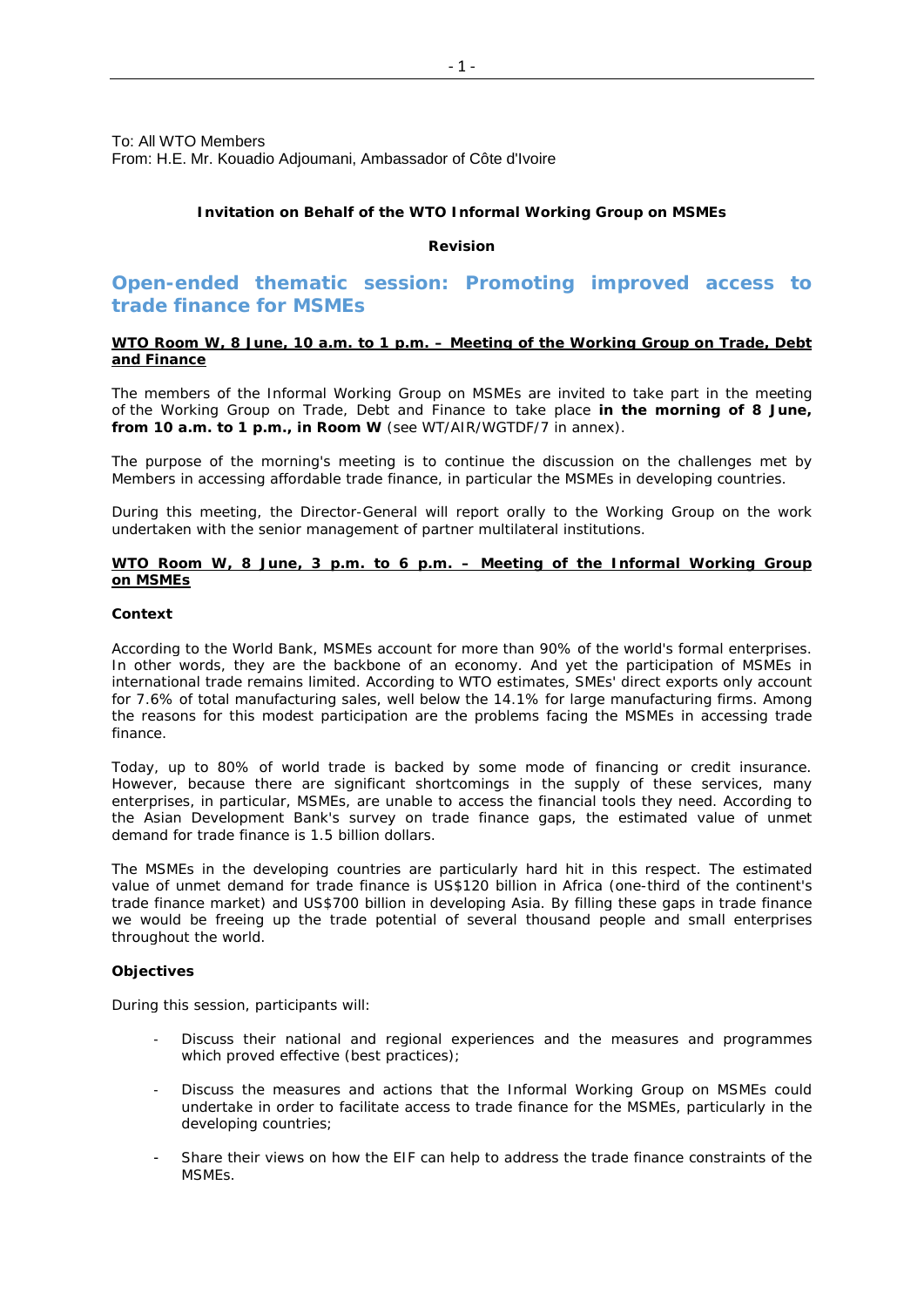To: All WTO Members
From: H.E. Mr. Kouadio Adjoumani, Ambassador of Côte d'Ivoire

**Invitation on Behalf of the WTO Informal Working Group on MSMEs**

**Revision**

# Open-ended thematic session: Promoting improved access to trade finance for MSMEs

**WTO Room W, 8 June, 10 a.m. to 1 p.m. – Meeting of the Working Group on Trade, Debt and Finance**

The members of the Informal Working Group on MSMEs are invited to take part in the meeting of the Working Group on Trade, Debt and Finance to take place **in the morning of 8 June, from 10 a.m. to 1 p.m., in Room W** (see WT/AIR/WGTDF/7 in annex).

The purpose of the morning's meeting is to continue the discussion on the challenges met by Members in accessing affordable trade finance, in particular the MSMEs in developing countries.

During this meeting, the Director-General will report orally to the Working Group on the work undertaken with the senior management of partner multilateral institutions.

**WTO Room W, 8 June, 3 p.m. to 6 p.m. – Meeting of the Informal Working Group on MSMEs**

**Context**

According to the World Bank, MSMEs account for more than 90% of the world's formal enterprises. In other words, they are the backbone of an economy. And yet the participation of MSMEs in international trade remains limited. According to WTO estimates, SMEs' direct exports only account for 7.6% of total manufacturing sales, well below the 14.1% for large manufacturing firms. Among the reasons for this modest participation are the problems facing the MSMEs in accessing trade finance.

Today, up to 80% of world trade is backed by some mode of financing or credit insurance. However, because there are significant shortcomings in the supply of these services, many enterprises, in particular, MSMEs, are unable to access the financial tools they need. According to the Asian Development Bank's survey on trade finance gaps, the estimated value of unmet demand for trade finance is 1.5 billion dollars.

The MSMEs in the developing countries are particularly hard hit in this respect. The estimated value of unmet demand for trade finance is US$120 billion in Africa (one-third of the continent's trade finance market) and US$700 billion in developing Asia. By filling these gaps in trade finance we would be freeing up the trade potential of several thousand people and small enterprises throughout the world.

**Objectives**

During this session, participants will:

- Discuss their national and regional experiences and the measures and programmes which proved effective (best practices);
- Discuss the measures and actions that the Informal Working Group on MSMEs could undertake in order to facilitate access to trade finance for the MSMEs, particularly in the developing countries;
- Share their views on how the EIF can help to address the trade finance constraints of the MSMEs.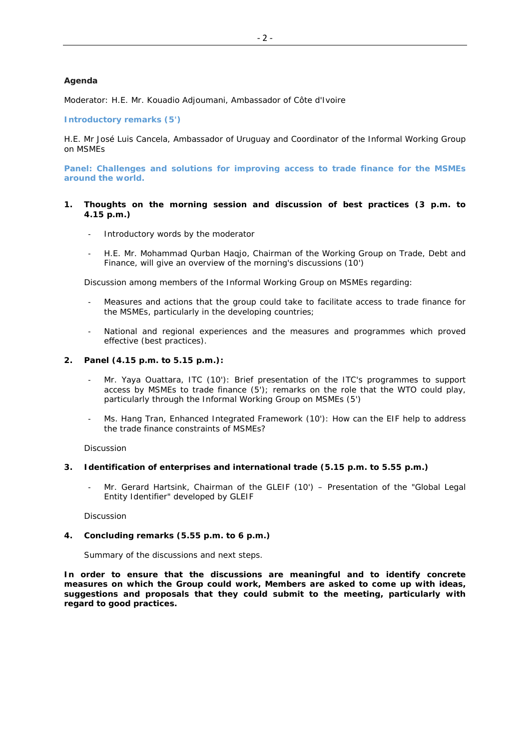**Agenda**

Moderator: H.E. Mr. Kouadio Adjoumani, Ambassador of Côte d'Ivoire

**Introductory remarks (5')**

H.E. Mr José Luis Cancela, Ambassador of Uruguay and Coordinator of the Informal Working Group on MSMEs

**Panel: Challenges and solutions for improving access to trade finance for the MSMEs around the world.**

1. **Thoughts on the morning session and discussion of best practices (3 p.m. to 4.15 p.m.)**

   - Introductory words by the moderator
   - H.E. Mr. Mohammad Qurban Haqjo, Chairman of the Working Group on Trade, Debt and Finance, will give an overview of the morning's discussions (10')

   Discussion among members of the Informal Working Group on MSMEs regarding:

   - Measures and actions that the group could take to facilitate access to trade finance for the MSMEs, particularly in the developing countries;
   - National and regional experiences and the measures and programmes which proved effective (best practices).

2. **Panel (4.15 p.m. to 5.15 p.m.):**

   - Mr. Yaya Ouattara, ITC (10'): Brief presentation of the ITC's programmes to support access by MSMEs to trade finance (5'); remarks on the role that the WTO could play, particularly through the Informal Working Group on MSMEs (5')
   - Ms. Hang Tran, Enhanced Integrated Framework (10'): How can the EIF help to address the trade finance constraints of MSMEs?

   Discussion

3. **Identification of enterprises and international trade (5.15 p.m. to 5.55 p.m.)**

   - Mr. Gerard Hartsink, Chairman of the GLEIF (10') – Presentation of the "Global Legal Entity Identifier" developed by GLEIF

   Discussion

4. **Concluding remarks (5.55 p.m. to 6 p.m.)**

   Summary of the discussions and next steps.

**In order to ensure that the discussions are meaningful and to identify concrete measures on which the Group could work, Members are asked to come up with ideas, suggestions and proposals that they could submit to the meeting, particularly with regard to good practices.**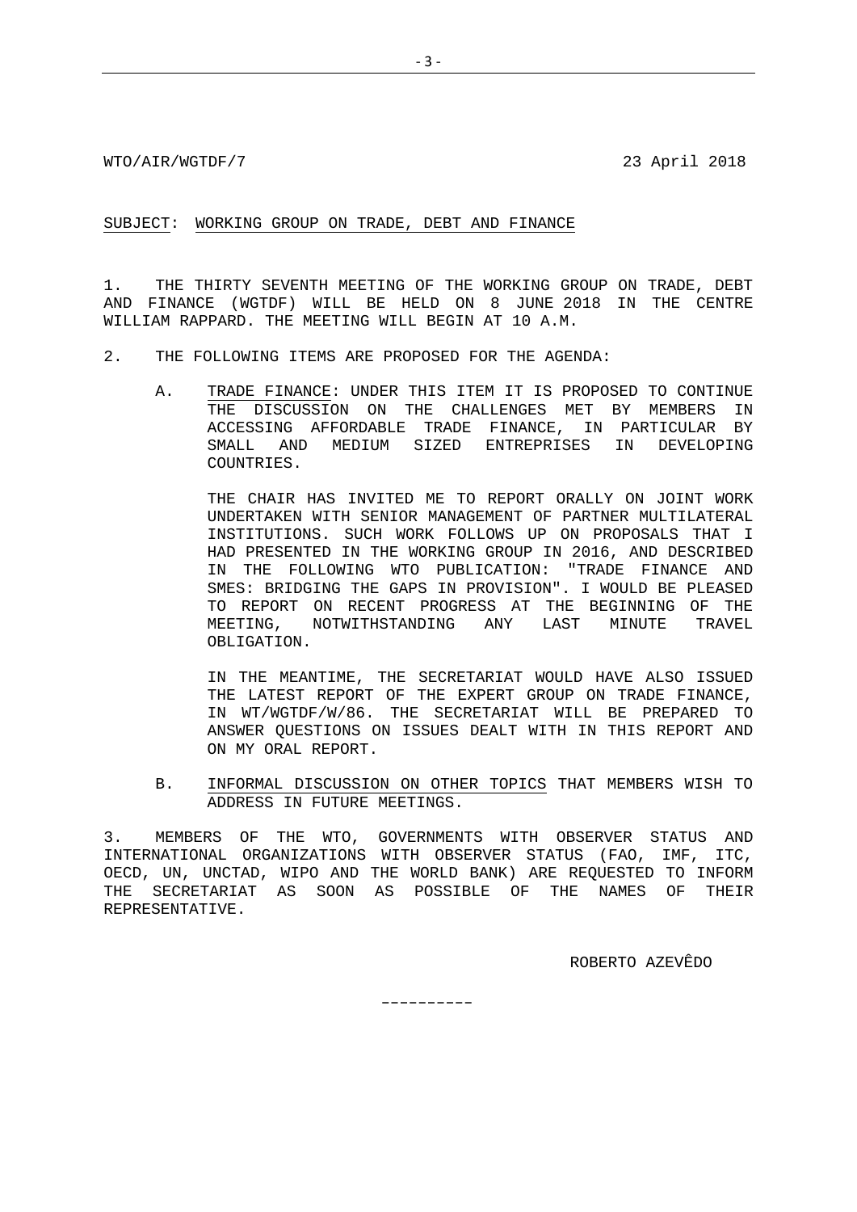WTO/AIR/WGTDF/7 23 April 2018

SUBJECT: WORKING GROUP ON TRADE, DEBT AND FINANCE

1. THE THIRTY SEVENTH MEETING OF THE WORKING GROUP ON TRADE, DEBT AND FINANCE (WGTDF) WILL BE HELD ON 8 JUNE 2018 IN THE CENTRE WILLIAM RAPPARD. THE MEETING WILL BEGIN AT 10 A.M.

2. THE FOLLOWING ITEMS ARE PROPOSED FOR THE AGENDA:

A. TRADE FINANCE: UNDER THIS ITEM IT IS PROPOSED TO CONTINUE THE DISCUSSION ON THE CHALLENGES MET BY MEMBERS IN ACCESSING AFFORDABLE TRADE FINANCE, IN PARTICULAR BY SMALL AND MEDIUM SIZED ENTREPRISES IN DEVELOPING COUNTRIES.

THE CHAIR HAS INVITED ME TO REPORT ORALLY ON JOINT WORK UNDERTAKEN WITH SENIOR MANAGEMENT OF PARTNER MULTILATERAL INSTITUTIONS. SUCH WORK FOLLOWS UP ON PROPOSALS THAT I HAD PRESENTED IN THE WORKING GROUP IN 2016, AND DESCRIBED IN THE FOLLOWING WTO PUBLICATION: "TRADE FINANCE AND SMES: BRIDGING THE GAPS IN PROVISION". I WOULD BE PLEASED TO REPORT ON RECENT PROGRESS AT THE BEGINNING OF THE MEETING, NOTWITHSTANDING ANY LAST MINUTE TRAVEL OBLIGATION.

IN THE MEANTIME, THE SECRETARIAT WOULD HAVE ALSO ISSUED THE LATEST REPORT OF THE EXPERT GROUP ON TRADE FINANCE, IN WT/WGTDF/W/86. THE SECRETARIAT WILL BE PREPARED TO ANSWER QUESTIONS ON ISSUES DEALT WITH IN THIS REPORT AND ON MY ORAL REPORT.

B. INFORMAL DISCUSSION ON OTHER TOPICS THAT MEMBERS WISH TO ADDRESS IN FUTURE MEETINGS.

3. MEMBERS OF THE WTO, GOVERNMENTS WITH OBSERVER STATUS AND INTERNATIONAL ORGANIZATIONS WITH OBSERVER STATUS (FAO, IMF, ITC, OECD, UN, UNCTAD, WIPO AND THE WORLD BANK) ARE REQUESTED TO INFORM THE SECRETARIAT AS SOON AS POSSIBLE OF THE NAMES OF THEIR REPRESENTATIVE.

ROBERTO AZEVÊDO

----------